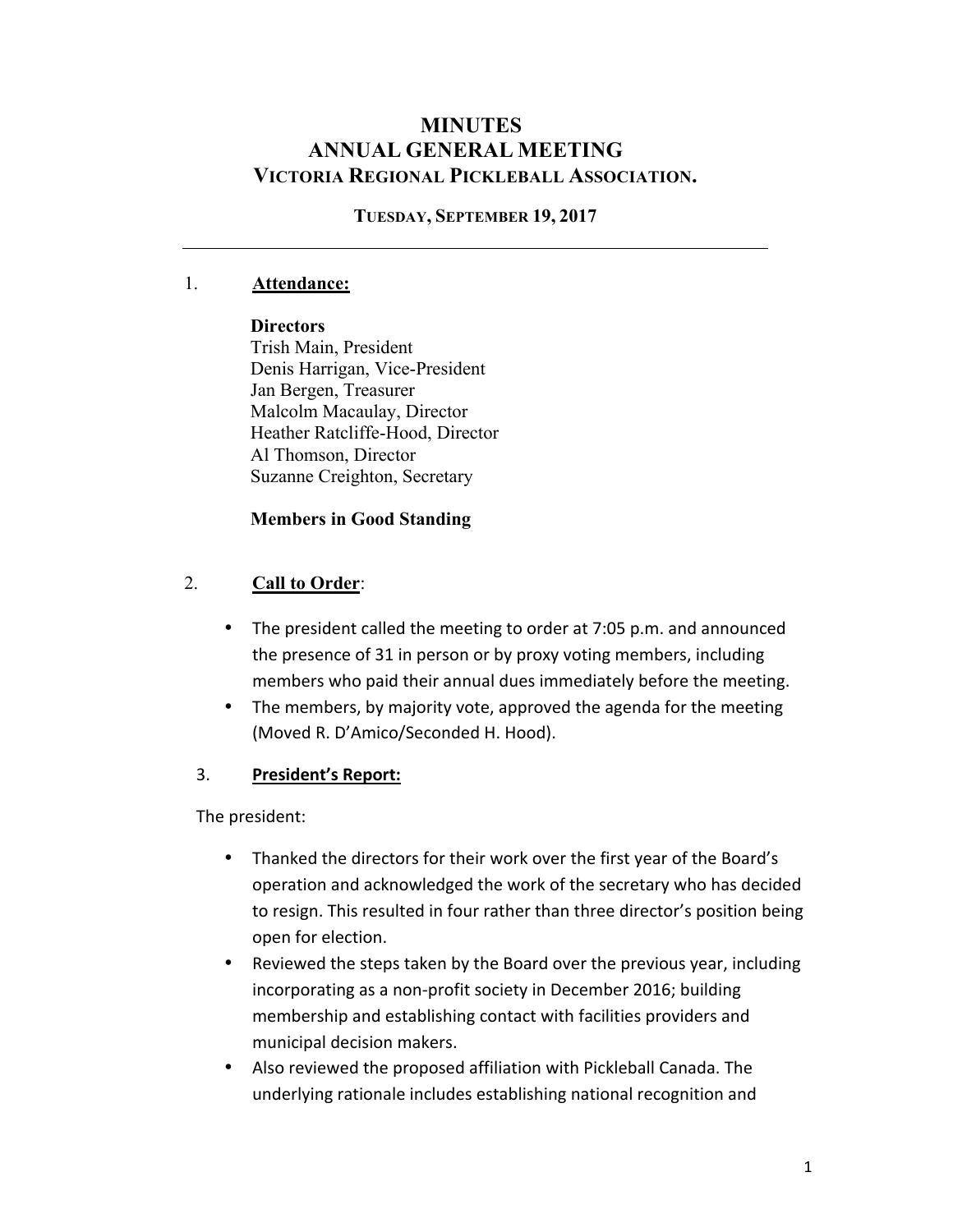# MINUTES
# ANNUAL GENERAL MEETING
# VICTORIA REGIONAL PICKLEBALL ASSOCIATION.

**TUESDAY, SEPTEMBER 19, 2017**

---

## 1. Attendance:

**Directors**

Trish Main, President
Denis Harrigan, Vice-President
Jan Bergen, Treasurer
Malcolm Macaulay, Director
Heather Ratcliffe-Hood, Director
Al Thomson, Director
Suzanne Creighton, Secretary

**Members in Good Standing**

## 2. Call to Order:

- The president called the meeting to order at 7:05 p.m. and announced the presence of 31 in person or by proxy voting members, including members who paid their annual dues immediately before the meeting.
- The members, by majority vote, approved the agenda for the meeting (Moved R. D'Amico/Seconded H. Hood).

## 3. President's Report:

The president:

- Thanked the directors for their work over the first year of the Board's operation and acknowledged the work of the secretary who has decided to resign. This resulted in four rather than three director's position being open for election.
- Reviewed the steps taken by the Board over the previous year, including incorporating as a non-profit society in December 2016; building membership and establishing contact with facilities providers and municipal decision makers.
- Also reviewed the proposed affiliation with Pickleball Canada. The underlying rationale includes establishing national recognition and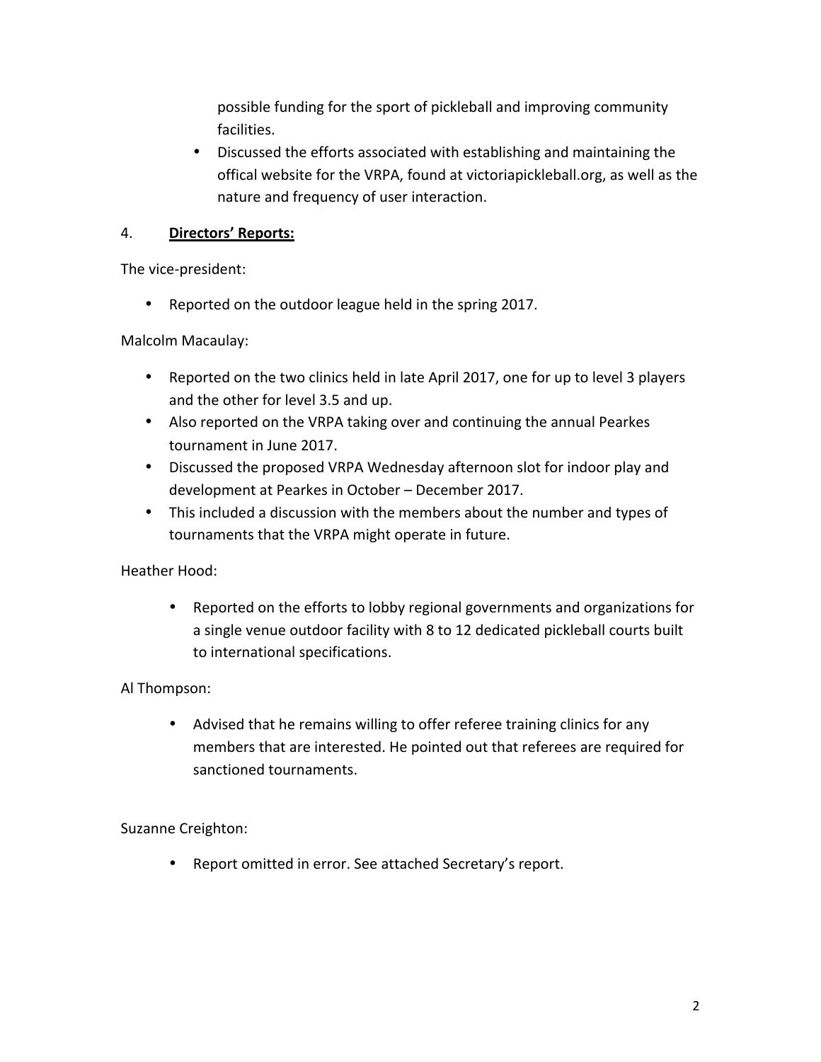possible funding for the sport of pickleball and improving community facilities.

- Discussed the efforts associated with establishing and maintaining the offical website for the VRPA, found at victoriapickleball.org, as well as the nature and frequency of user interaction.

4. **Directors' Reports:**

The vice-president:

- Reported on the outdoor league held in the spring 2017.

Malcolm Macaulay:

- Reported on the two clinics held in late April 2017, one for up to level 3 players and the other for level 3.5 and up.
- Also reported on the VRPA taking over and continuing the annual Pearkes tournament in June 2017.
- Discussed the proposed VRPA Wednesday afternoon slot for indoor play and development at Pearkes in October – December 2017.
- This included a discussion with the members about the number and types of tournaments that the VRPA might operate in future.

Heather Hood:

- Reported on the efforts to lobby regional governments and organizations for a single venue outdoor facility with 8 to 12 dedicated pickleball courts built to international specifications.

Al Thompson:

- Advised that he remains willing to offer referee training clinics for any members that are interested. He pointed out that referees are required for sanctioned tournaments.

Suzanne Creighton:

- Report omitted in error. See attached Secretary's report.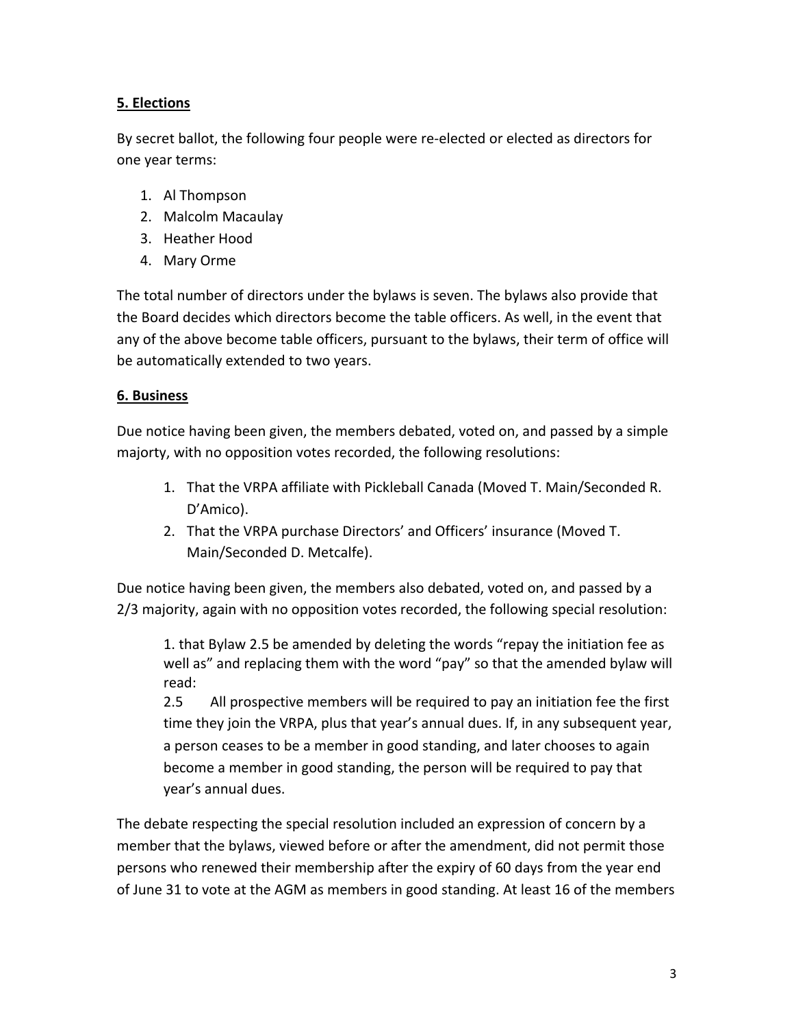**5. Elections**

By secret ballot, the following four people were re-elected or elected as directors for one year terms:

1. Al Thompson
2. Malcolm Macaulay
3. Heather Hood
4. Mary Orme

The total number of directors under the bylaws is seven. The bylaws also provide that the Board decides which directors become the table officers. As well, in the event that any of the above become table officers, pursuant to the bylaws, their term of office will be automatically extended to two years.

**6. Business**

Due notice having been given, the members debated, voted on, and passed by a simple majorty, with no opposition votes recorded, the following resolutions:

1. That the VRPA affiliate with Pickleball Canada (Moved T. Main/Seconded R. D'Amico).
2. That the VRPA purchase Directors' and Officers' insurance (Moved T. Main/Seconded D. Metcalfe).

Due notice having been given, the members also debated, voted on, and passed by a 2/3 majority, again with no opposition votes recorded, the following special resolution:

> 1. that Bylaw 2.5 be amended by deleting the words "repay the initiation fee as well as" and replacing them with the word "pay" so that the amended bylaw will read:
>
> 2.5 All prospective members will be required to pay an initiation fee the first time they join the VRPA, plus that year's annual dues. If, in any subsequent year, a person ceases to be a member in good standing, and later chooses to again become a member in good standing, the person will be required to pay that year's annual dues.

The debate respecting the special resolution included an expression of concern by a member that the bylaws, viewed before or after the amendment, did not permit those persons who renewed their membership after the expiry of 60 days from the year end of June 31 to vote at the AGM as members in good standing. At least 16 of the members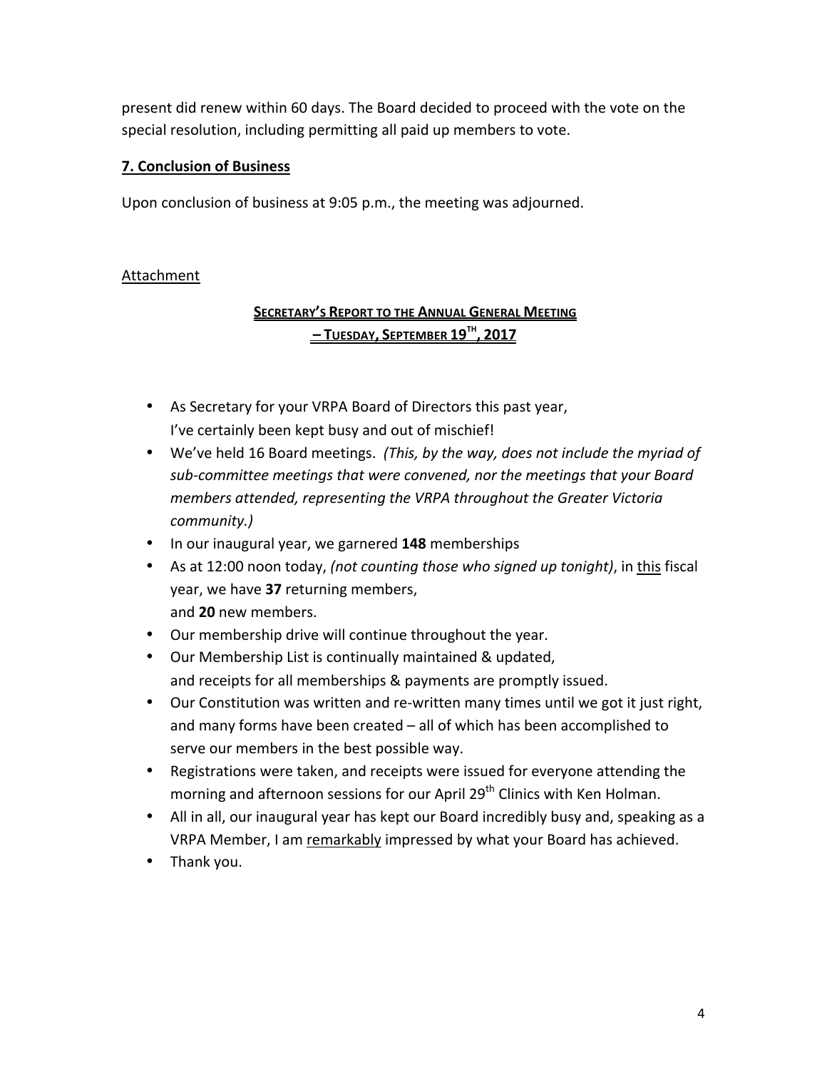present did renew within 60 days. The Board decided to proceed with the vote on the special resolution, including permitting all paid up members to vote.

## 7. Conclusion of Business

Upon conclusion of business at 9:05 p.m., the meeting was adjourned.

Attachment

## SECRETARY'S REPORT TO THE ANNUAL GENERAL MEETING – TUESDAY, SEPTEMBER 19TH, 2017

- As Secretary for your VRPA Board of Directors this past year, I've certainly been kept busy and out of mischief!
- We've held 16 Board meetings. *(This, by the way, does not include the myriad of sub-committee meetings that were convened, nor the meetings that your Board members attended, representing the VRPA throughout the Greater Victoria community.)*
- In our inaugural year, we garnered **148** memberships
- As at 12:00 noon today, *(not counting those who signed up tonight)*, in this fiscal year, we have **37** returning members, and **20** new members.
- Our membership drive will continue throughout the year.
- Our Membership List is continually maintained & updated, and receipts for all memberships & payments are promptly issued.
- Our Constitution was written and re-written many times until we got it just right, and many forms have been created – all of which has been accomplished to serve our members in the best possible way.
- Registrations were taken, and receipts were issued for everyone attending the morning and afternoon sessions for our April 29th Clinics with Ken Holman.
- All in all, our inaugural year has kept our Board incredibly busy and, speaking as a VRPA Member, I am remarkably impressed by what your Board has achieved.
- Thank you.